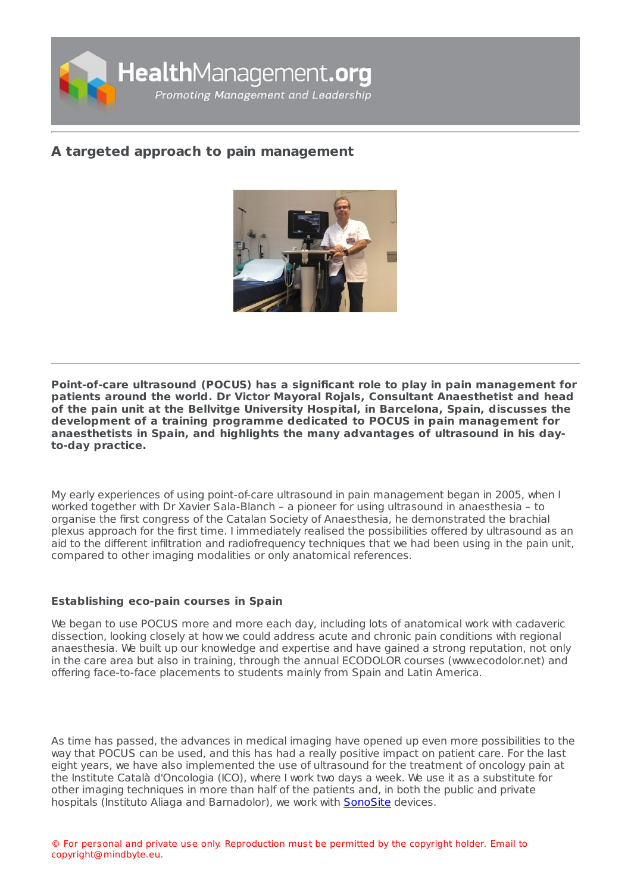# A targeted approach to pain management

**Point-of-care ultrasound (POCUS) has a significant role to play in pain management for patients around the world. Dr Victor Mayoral Rojals, Consultant Anaesthetist and head of the pain unit at the Bellvitge University Hospital, in Barcelona, Spain, discusses the development of a training programme dedicated to POCUS in pain management for anaesthetists in Spain, and highlights the many advantages of ultrasound in his day-to-day practice.**

My early experiences of using point-of-care ultrasound in pain management began in 2005, when I worked together with Dr Xavier Sala-Blanch – a pioneer for using ultrasound in anaesthesia – to organise the first congress of the Catalan Society of Anaesthesia, he demonstrated the brachial plexus approach for the first time. I immediately realised the possibilities offered by ultrasound as an aid to the different infiltration and radiofrequency techniques that we had been using in the pain unit, compared to other imaging modalities or only anatomical references.

## Establishing eco-pain courses in Spain

We began to use POCUS more and more each day, including lots of anatomical work with cadaveric dissection, looking closely at how we could address acute and chronic pain conditions with regional anaesthesia. We built up our knowledge and expertise and have gained a strong reputation, not only in the care area but also in training, through the annual ECODOLOR courses (www.ecodolor.net) and offering face-to-face placements to students mainly from Spain and Latin America.

As time has passed, the advances in medical imaging have opened up even more possibilities to the way that POCUS can be used, and this has had a really positive impact on patient care. For the last eight years, we have also implemented the use of ultrasound for the treatment of oncology pain at the Institute Català d'Oncologia (ICO), where I work two days a week. We use it as a substitute for other imaging techniques in more than half of the patients and, in both the public and private hospitals (Instituto Aliaga and Barnadolor), we work with SonoSite devices.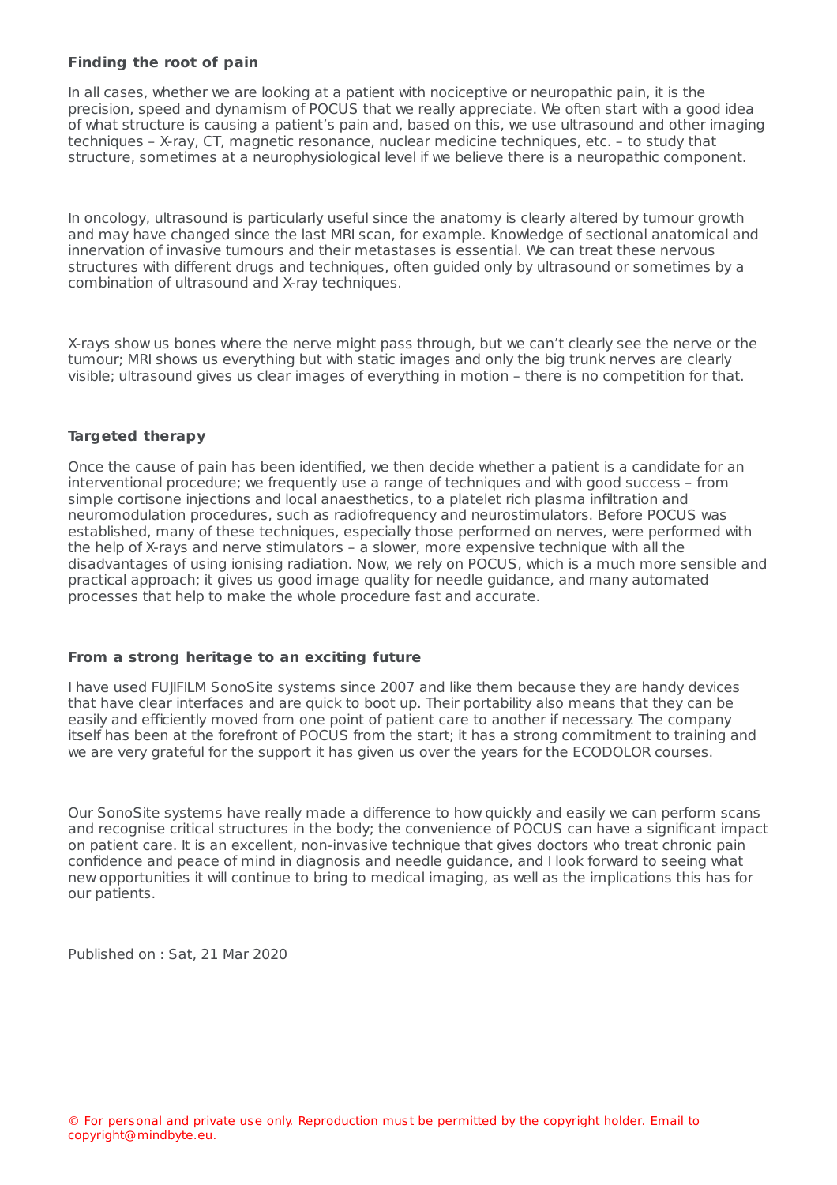### Finding the root of pain

In all cases, whether we are looking at a patient with nociceptive or neuropathic pain, it is the precision, speed and dynamism of POCUS that we really appreciate. We often start with a good idea of what structure is causing a patient's pain and, based on this, we use ultrasound and other imaging techniques – X-ray, CT, magnetic resonance, nuclear medicine techniques, etc. – to study that structure, sometimes at a neurophysiological level if we believe there is a neuropathic component.

In oncology, ultrasound is particularly useful since the anatomy is clearly altered by tumour growth and may have changed since the last MRI scan, for example. Knowledge of sectional anatomical and innervation of invasive tumours and their metastases is essential. We can treat these nervous structures with different drugs and techniques, often guided only by ultrasound or sometimes by a combination of ultrasound and X-ray techniques.

X-rays show us bones where the nerve might pass through, but we can't clearly see the nerve or the tumour; MRI shows us everything but with static images and only the big trunk nerves are clearly visible; ultrasound gives us clear images of everything in motion – there is no competition for that.

### Targeted therapy

Once the cause of pain has been identified, we then decide whether a patient is a candidate for an interventional procedure; we frequently use a range of techniques and with good success – from simple cortisone injections and local anaesthetics, to a platelet rich plasma infiltration and neuromodulation procedures, such as radiofrequency and neurostimulators. Before POCUS was established, many of these techniques, especially those performed on nerves, were performed with the help of X-rays and nerve stimulators – a slower, more expensive technique with all the disadvantages of using ionising radiation. Now, we rely on POCUS, which is a much more sensible and practical approach; it gives us good image quality for needle guidance, and many automated processes that help to make the whole procedure fast and accurate.

### From a strong heritage to an exciting future

I have used FUJIFILM SonoSite systems since 2007 and like them because they are handy devices that have clear interfaces and are quick to boot up. Their portability also means that they can be easily and efficiently moved from one point of patient care to another if necessary. The company itself has been at the forefront of POCUS from the start; it has a strong commitment to training and we are very grateful for the support it has given us over the years for the ECODOLOR courses.

Our SonoSite systems have really made a difference to how quickly and easily we can perform scans and recognise critical structures in the body; the convenience of POCUS can have a significant impact on patient care. It is an excellent, non-invasive technique that gives doctors who treat chronic pain confidence and peace of mind in diagnosis and needle guidance, and I look forward to seeing what new opportunities it will continue to bring to medical imaging, as well as the implications this has for our patients.

Published on : Sat, 21 Mar 2020

© For personal and private use only. Reproduction must be permitted by the copyright holder. Email to copyright@mindbyte.eu.